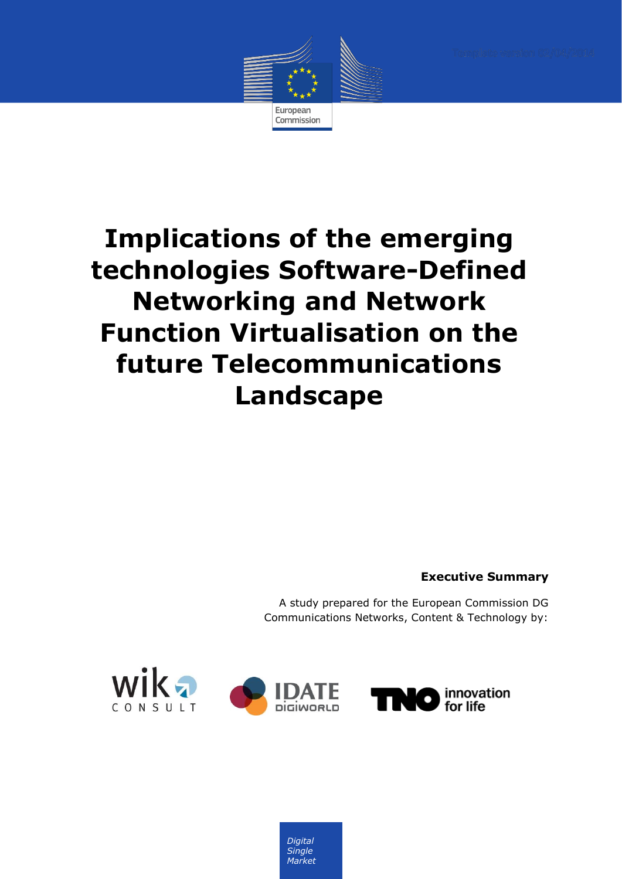European Commission

# Implications of the emerging technologies Software-Defined Networking and Network Function Virtualisation on the future Telecommunications Landscape

**Executive Summary**

A study prepared for the European Commission DG Communications Networks, Content & Technology by:

wik CONSULT

IDATE DigiWorld

TNO innovation for life

*Digital Single Market*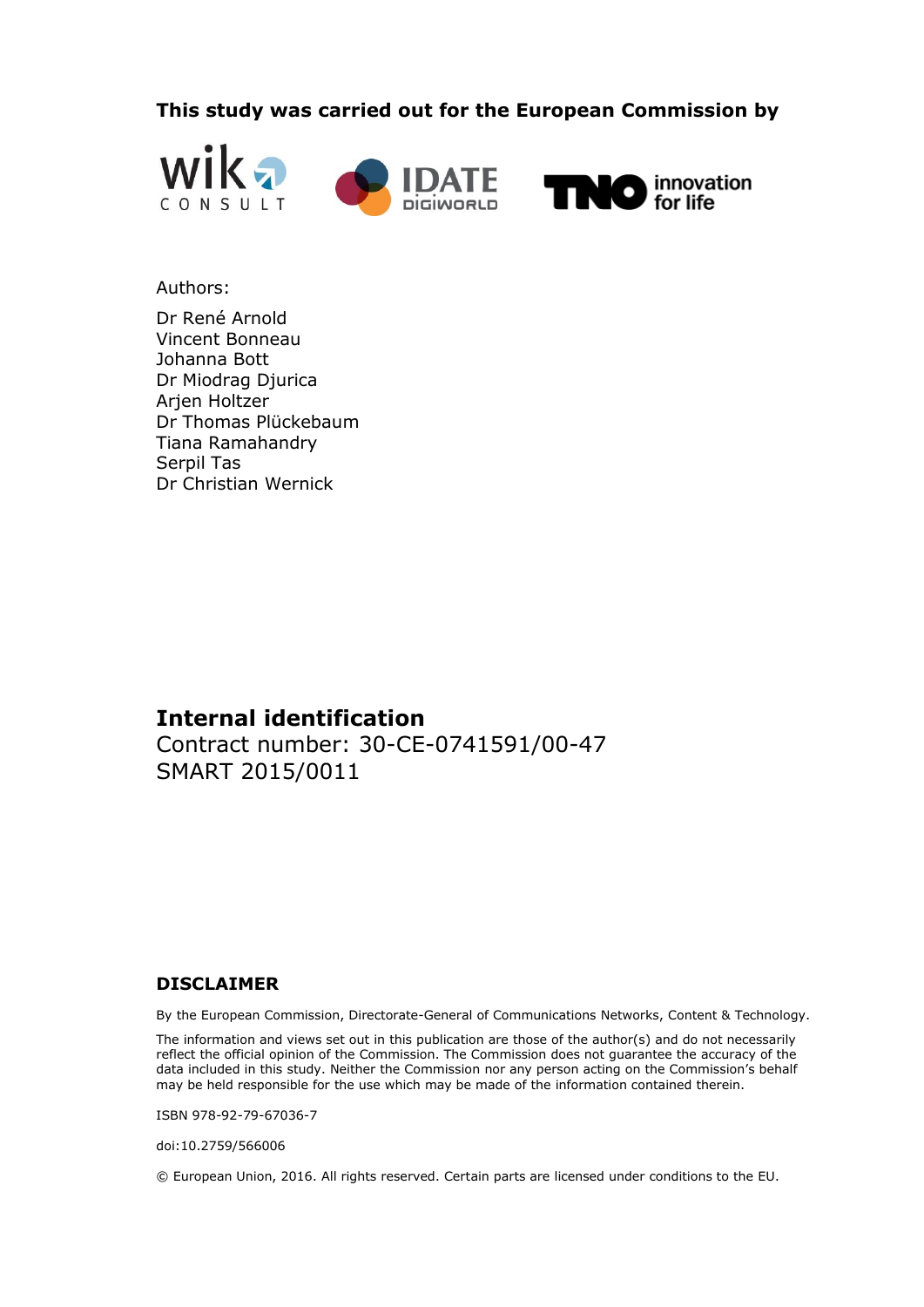**This study was carried out for the European Commission by**

wik CONSULT　IDATE DIGIWORLD　TNO innovation for life

Authors:

Dr René Arnold
Vincent Bonneau
Johanna Bott
Dr Miodrag Djurica
Arjen Holtzer
Dr Thomas Plückebaum
Tiana Ramahandry
Serpil Tas
Dr Christian Wernick

## Internal identification

Contract number: 30-CE-0741591/00-47
SMART 2015/0011

### DISCLAIMER

By the European Commission, Directorate-General of Communications Networks, Content & Technology.

The information and views set out in this publication are those of the author(s) and do not necessarily reflect the official opinion of the Commission. The Commission does not guarantee the accuracy of the data included in this study. Neither the Commission nor any person acting on the Commission's behalf may be held responsible for the use which may be made of the information contained therein.

ISBN 978-92-79-67036-7

doi:10.2759/566006

© European Union, 2016. All rights reserved. Certain parts are licensed under conditions to the EU.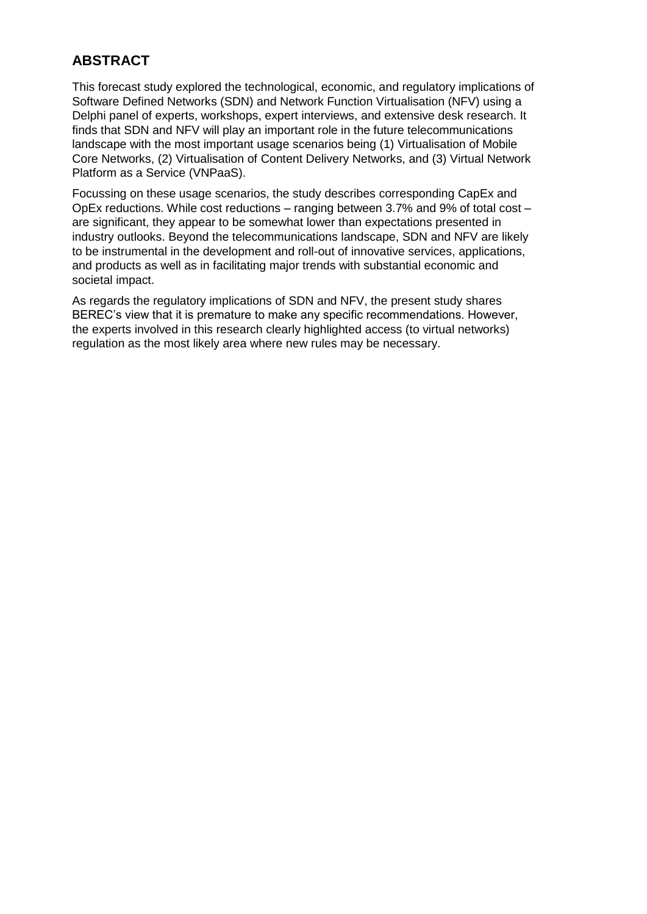## ABSTRACT

This forecast study explored the technological, economic, and regulatory implications of Software Defined Networks (SDN) and Network Function Virtualisation (NFV) using a Delphi panel of experts, workshops, expert interviews, and extensive desk research. It finds that SDN and NFV will play an important role in the future telecommunications landscape with the most important usage scenarios being (1) Virtualisation of Mobile Core Networks, (2) Virtualisation of Content Delivery Networks, and (3) Virtual Network Platform as a Service (VNPaaS).

Focussing on these usage scenarios, the study describes corresponding CapEx and OpEx reductions. While cost reductions – ranging between 3.7% and 9% of total cost – are significant, they appear to be somewhat lower than expectations presented in industry outlooks. Beyond the telecommunications landscape, SDN and NFV are likely to be instrumental in the development and roll-out of innovative services, applications, and products as well as in facilitating major trends with substantial economic and societal impact.

As regards the regulatory implications of SDN and NFV, the present study shares BEREC's view that it is premature to make any specific recommendations. However, the experts involved in this research clearly highlighted access (to virtual networks) regulation as the most likely area where new rules may be necessary.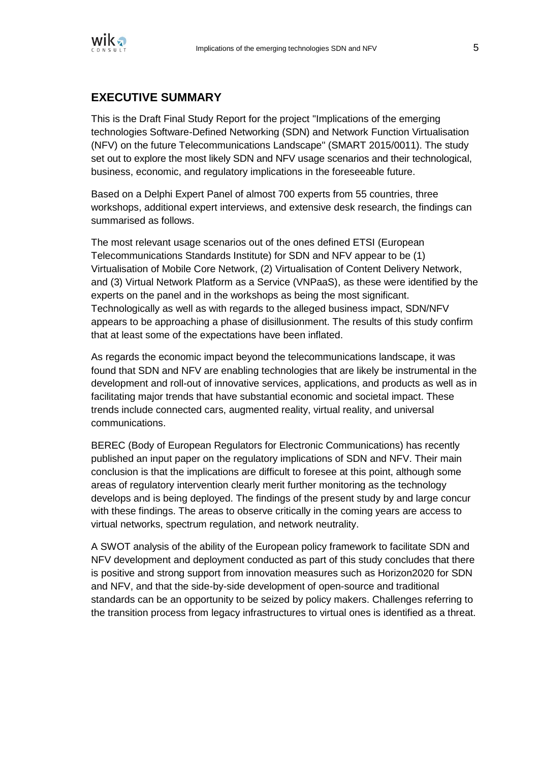## EXECUTIVE SUMMARY

This is the Draft Final Study Report for the project "Implications of the emerging technologies Software-Defined Networking (SDN) and Network Function Virtualisation (NFV) on the future Telecommunications Landscape" (SMART 2015/0011). The study set out to explore the most likely SDN and NFV usage scenarios and their technological, business, economic, and regulatory implications in the foreseeable future.

Based on a Delphi Expert Panel of almost 700 experts from 55 countries, three workshops, additional expert interviews, and extensive desk research, the findings can summarised as follows.

The most relevant usage scenarios out of the ones defined ETSI (European Telecommunications Standards Institute) for SDN and NFV appear to be (1) Virtualisation of Mobile Core Network, (2) Virtualisation of Content Delivery Network, and (3) Virtual Network Platform as a Service (VNPaaS), as these were identified by the experts on the panel and in the workshops as being the most significant. Technologically as well as with regards to the alleged business impact, SDN/NFV appears to be approaching a phase of disillusionment. The results of this study confirm that at least some of the expectations have been inflated.

As regards the economic impact beyond the telecommunications landscape, it was found that SDN and NFV are enabling technologies that are likely be instrumental in the development and roll-out of innovative services, applications, and products as well as in facilitating major trends that have substantial economic and societal impact. These trends include connected cars, augmented reality, virtual reality, and universal communications.

BEREC (Body of European Regulators for Electronic Communications) has recently published an input paper on the regulatory implications of SDN and NFV. Their main conclusion is that the implications are difficult to foresee at this point, although some areas of regulatory intervention clearly merit further monitoring as the technology develops and is being deployed. The findings of the present study by and large concur with these findings. The areas to observe critically in the coming years are access to virtual networks, spectrum regulation, and network neutrality.

A SWOT analysis of the ability of the European policy framework to facilitate SDN and NFV development and deployment conducted as part of this study concludes that there is positive and strong support from innovation measures such as Horizon2020 for SDN and NFV, and that the side-by-side development of open-source and traditional standards can be an opportunity to be seized by policy makers. Challenges referring to the transition process from legacy infrastructures to virtual ones is identified as a threat.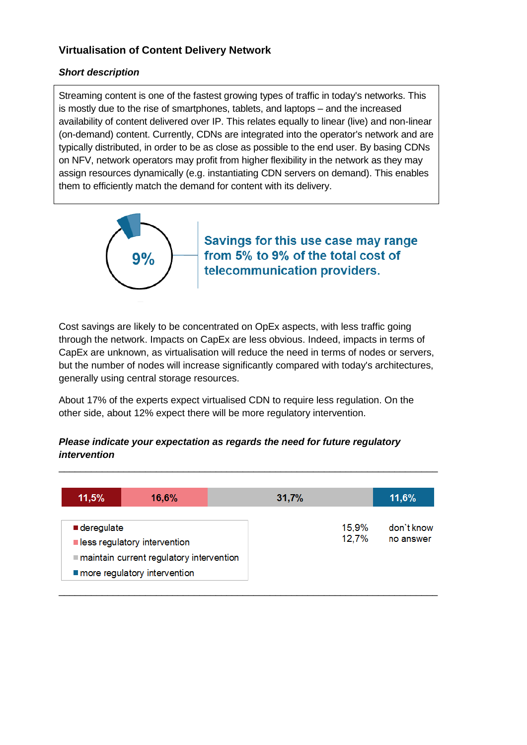### Virtualisation of Content Delivery Network

***Short description***

Streaming content is one of the fastest growing types of traffic in today's networks. This is mostly due to the rise of smartphones, tablets, and laptops – and the increased availability of content delivered over IP. This relates equally to linear (live) and non-linear (on-demand) content. Currently, CDNs are integrated into the operator's network and are typically distributed, in order to be as close as possible to the end user. By basing CDNs on NFV, network operators may profit from higher flexibility in the network as they may assign resources dynamically (e.g. instantiating CDN servers on demand). This enables them to efficiently match the demand for content with its delivery.

9%

**Savings for this use case may range from 5% to 9% of the total cost of telecommunication providers.**

Cost savings are likely to be concentrated on OpEx aspects, with less traffic going through the network. Impacts on CapEx are less obvious. Indeed, impacts in terms of CapEx are unknown, as virtualisation will reduce the need in terms of nodes or servers, but the number of nodes will increase significantly compared with today's architectures, generally using central storage resources.

About 17% of the experts expect virtualised CDN to require less regulation. On the other side, about 12% expect there will be more regulatory intervention.

***Please indicate your expectation as regards the need for future regulatory intervention***

| Response | Share |
|---|---|
| deregulate | 11,5% |
| less regulatory intervention | 16,6% |
| maintain current regulatory intervention | 31,7% |
| more regulatory intervention | 11,6% |
| don`t know | 15,9% |
| no answer | 12,7% |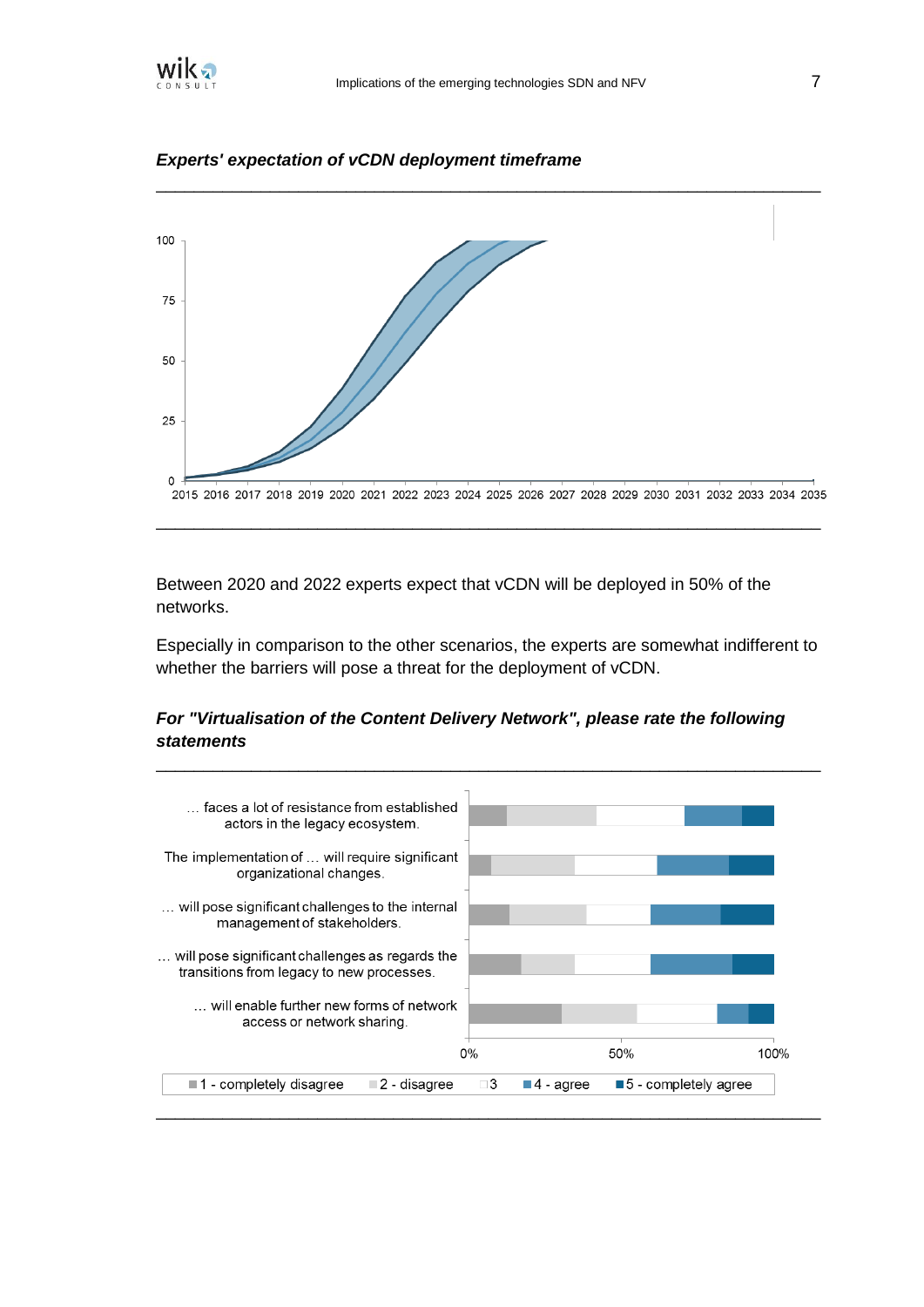***Experts' expectation of vCDN deployment timeframe***

Between 2020 and 2022 experts expect that vCDN will be deployed in 50% of the networks.

Especially in comparison to the other scenarios, the experts are somewhat indifferent to whether the barriers will pose a threat for the deployment of vCDN.

***For "Virtualisation of the Content Delivery Network", please rate the following statements***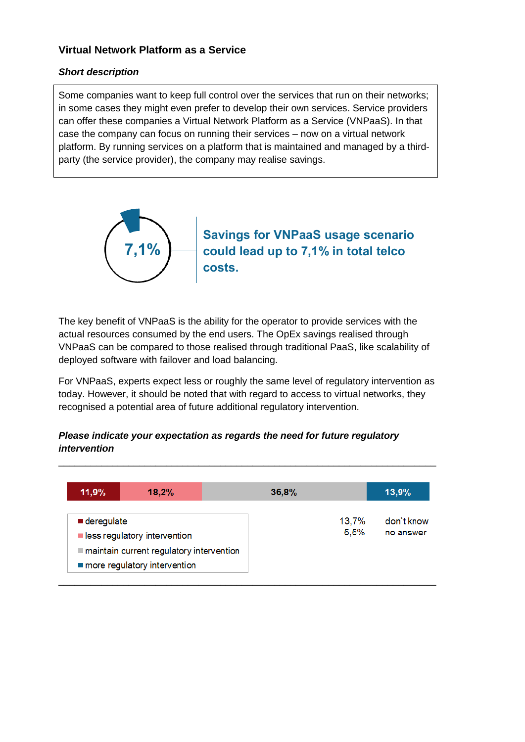## Virtual Network Platform as a Service

### *Short description*

Some companies want to keep full control over the services that run on their networks; in some cases they might even prefer to develop their own services. Service providers can offer these companies a Virtual Network Platform as a Service (VNPaaS). In that case the company can focus on running their services – now on a virtual network platform. By running services on a platform that is maintained and managed by a third-party (the service provider), the company may realise savings.

**7,1%**

**Savings for VNPaaS usage scenario could lead up to 7,1% in total telco costs.**

The key benefit of VNPaaS is the ability for the operator to provide services with the actual resources consumed by the end users. The OpEx savings realised through VNPaaS can be compared to those realised through traditional PaaS, like scalability of deployed software with failover and load balancing.

For VNPaaS, experts expect less or roughly the same level of regulatory intervention as today. However, it should be noted that with regard to access to virtual networks, they recognised a potential area of future additional regulatory intervention.

***Please indicate your expectation as regards the need for future regulatory intervention***

| deregulate | less regulatory intervention | maintain current regulatory intervention | more regulatory intervention |
|---|---|---|---|
| 11,9% | 18,2% | 36,8% | 13,9% |

| | |
|---|---|
| don`t know | 13,7% |
| no answer | 5,5% |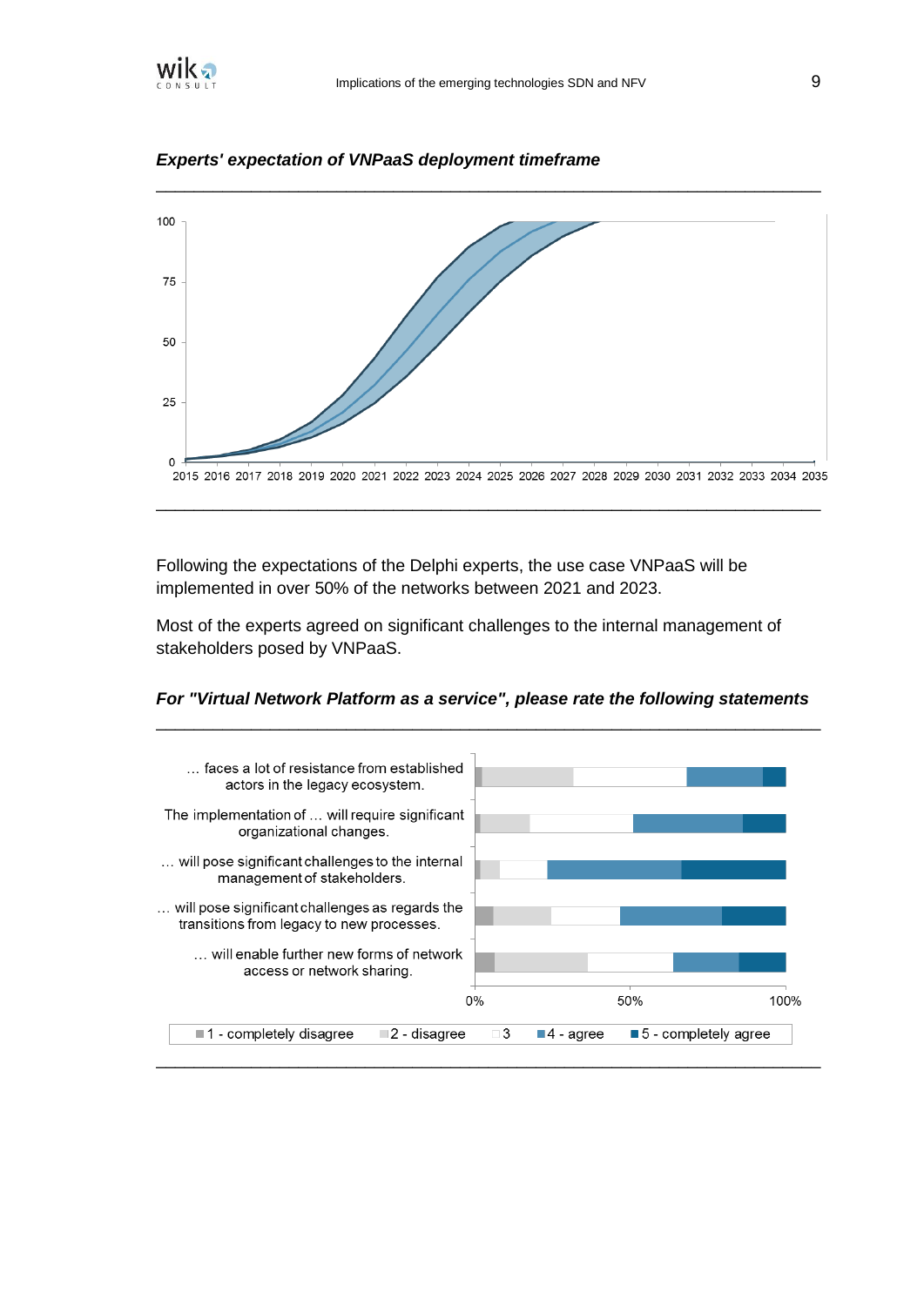***Experts' expectation of VNPaaS deployment timeframe***

Following the expectations of the Delphi experts, the use case VNPaaS will be implemented in over 50% of the networks between 2021 and 2023.

Most of the experts agreed on significant challenges to the internal management of stakeholders posed by VNPaaS.

***For "Virtual Network Platform as a service", please rate the following statements***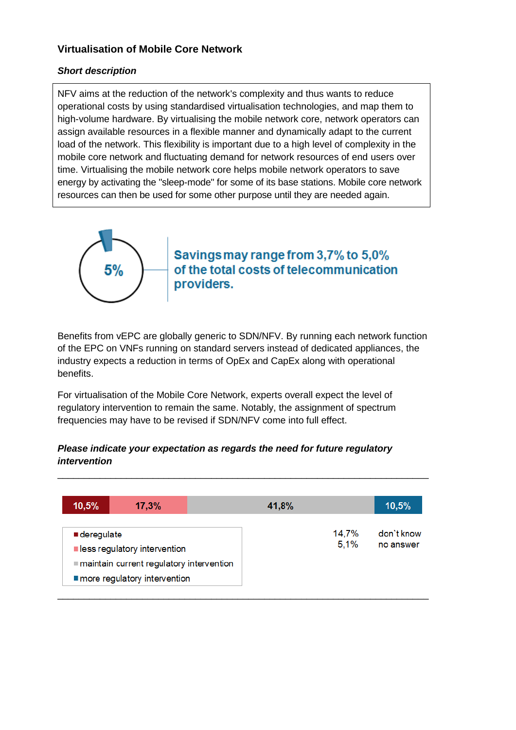### Virtualisation of Mobile Core Network

***Short description***

NFV aims at the reduction of the network's complexity and thus wants to reduce operational costs by using standardised virtualisation technologies, and map them to high-volume hardware. By virtualising the mobile network core, network operators can assign available resources in a flexible manner and dynamically adapt to the current load of the network. This flexibility is important due to a high level of complexity in the mobile core network and fluctuating demand for network resources of end users over time. Virtualising the mobile network core helps mobile network operators to save energy by activating the "sleep-mode" for some of its base stations. Mobile core network resources can then be used for some other purpose until they are needed again.

5%

**Savings may range from 3,7% to 5,0% of the total costs of telecommunication providers.**

Benefits from vEPC are globally generic to SDN/NFV. By running each network function of the EPC on VNFs running on standard servers instead of dedicated appliances, the industry expects a reduction in terms of OpEx and CapEx along with operational benefits.

For virtualisation of the Mobile Core Network, experts overall expect the level of regulatory intervention to remain the same. Notably, the assignment of spectrum frequencies may have to be revised if SDN/NFV come into full effect.

***Please indicate your expectation as regards the need for future regulatory intervention***

| Response | Share |
|---|---|
| deregulate | 10,5% |
| less regulatory intervention | 17,3% |
| maintain current regulatory intervention | 41,8% |
| more regulatory intervention | 10,5% |
| don`t know | 14,7% |
| no answer | 5,1% |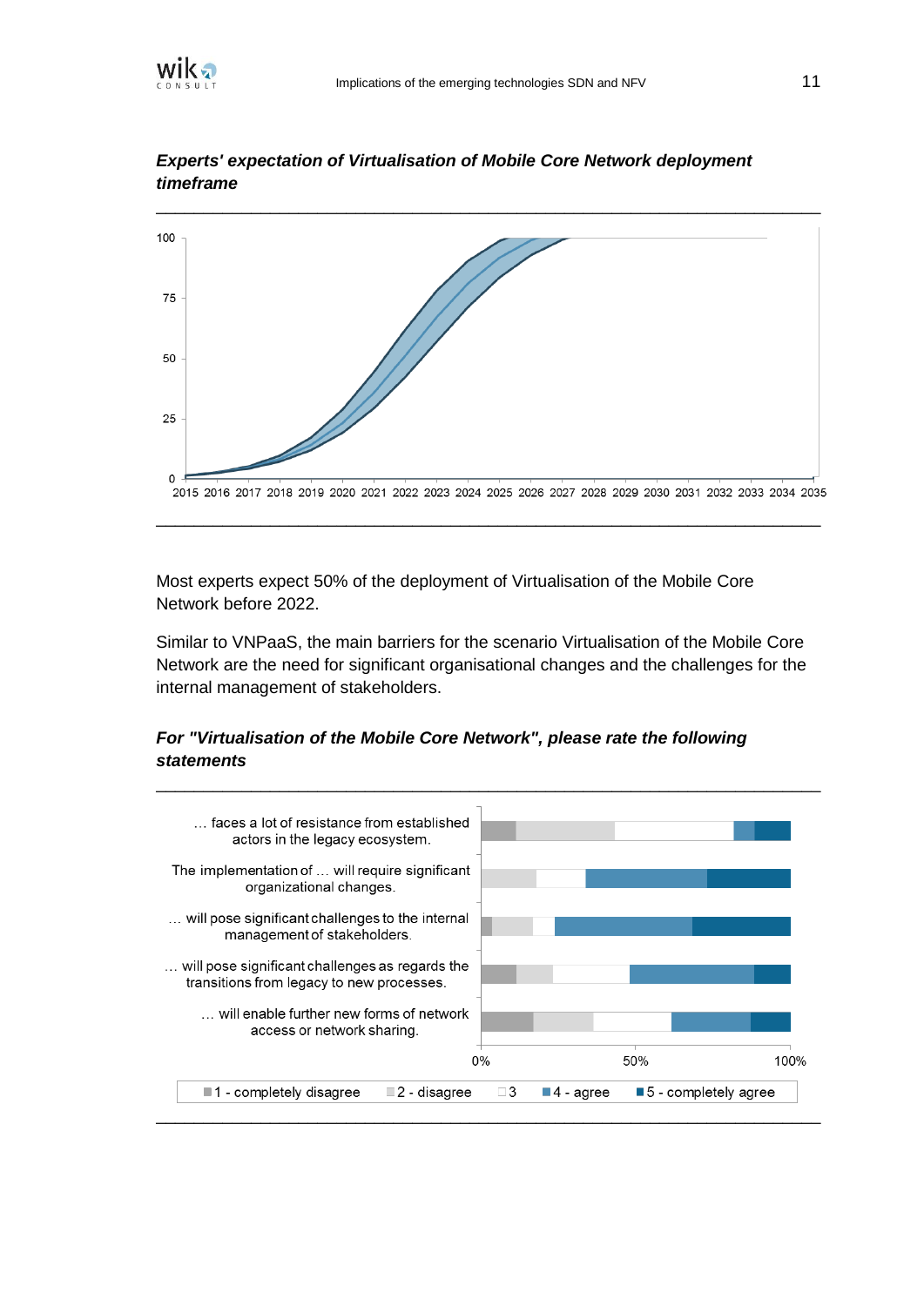***Experts' expectation of Virtualisation of Mobile Core Network deployment timeframe***

Most experts expect 50% of the deployment of Virtualisation of the Mobile Core Network before 2022.

Similar to VNPaaS, the main barriers for the scenario Virtualisation of the Mobile Core Network are the need for significant organisational changes and the challenges for the internal management of stakeholders.

***For "Virtualisation of the Mobile Core Network", please rate the following statements***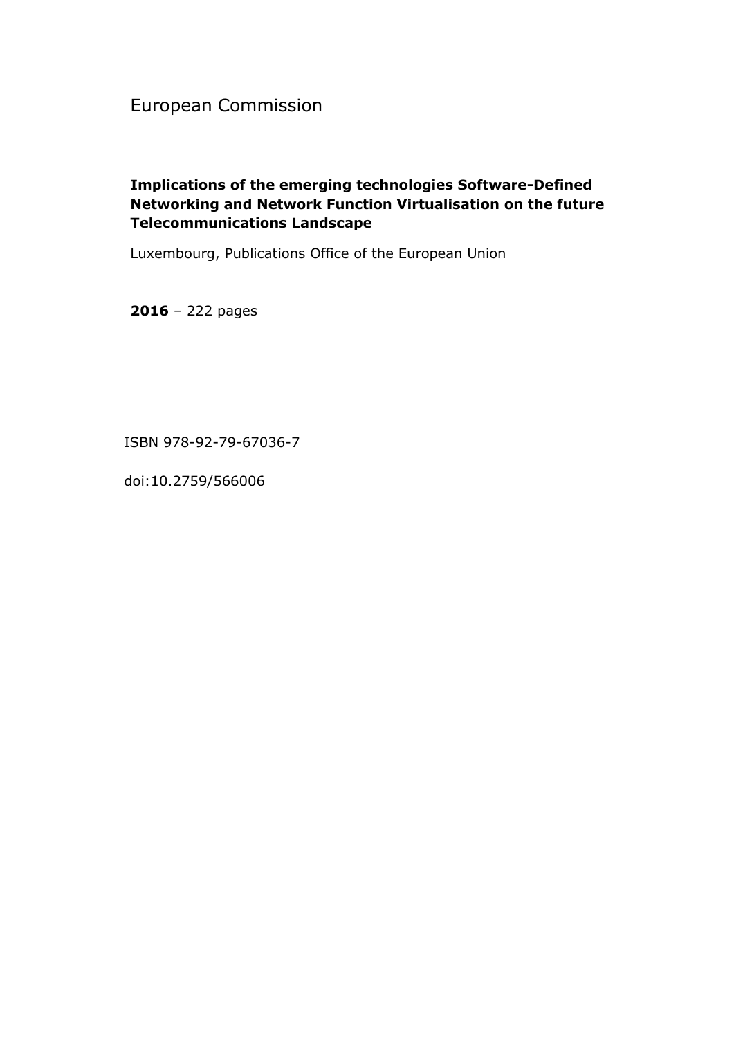European Commission

**Implications of the emerging technologies Software-Defined Networking and Network Function Virtualisation on the future Telecommunications Landscape**

Luxembourg, Publications Office of the European Union

**2016** – 222 pages

ISBN 978-92-79-67036-7

doi:10.2759/566006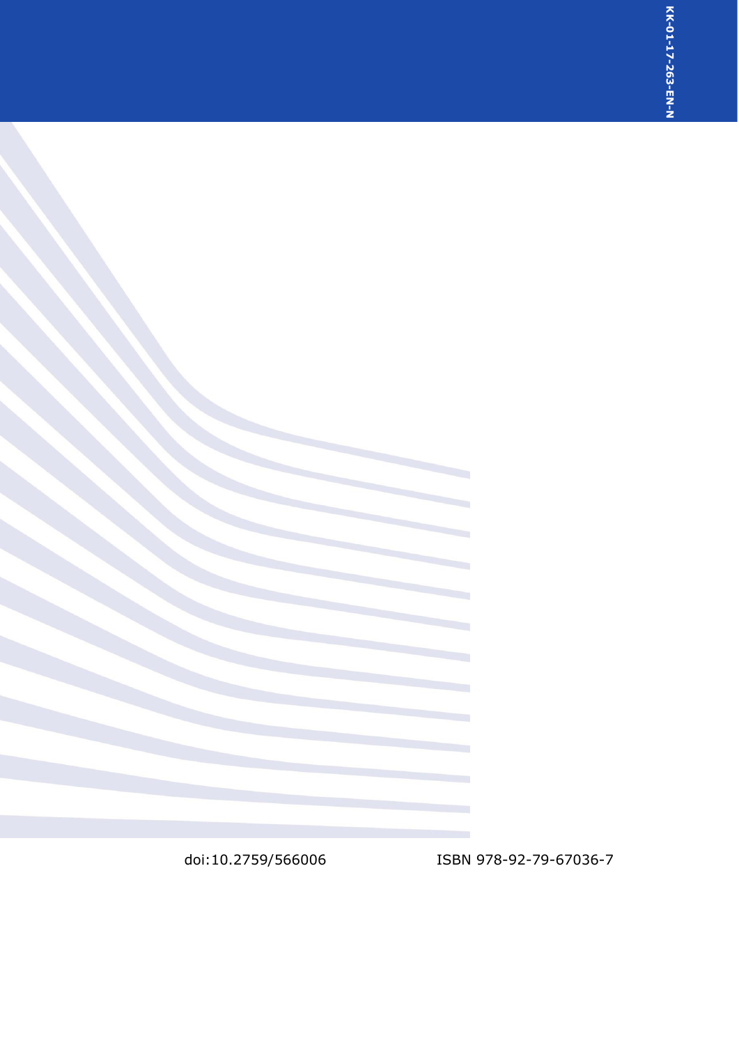KK-01-17-263-EN-N

doi:10.2759/566006

ISBN 978-92-79-67036-7